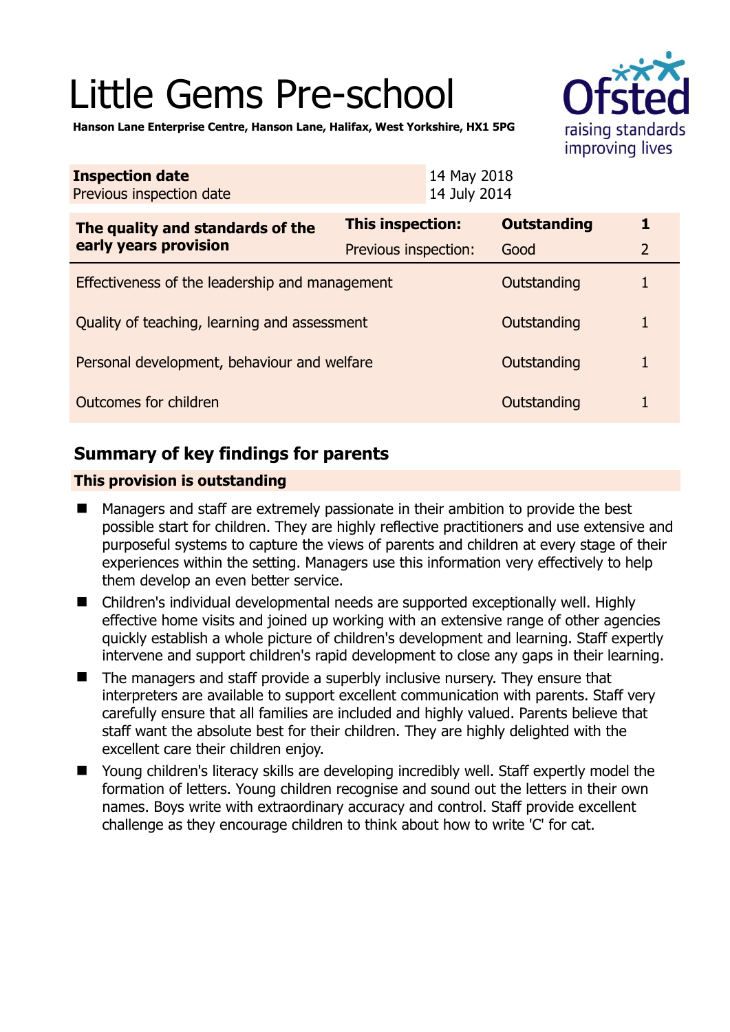# Little Gems Pre-school

**Hanson Lane Enterprise Centre, Hanson Lane, Halifax, West Yorkshire, HX1 5PG**

| **Inspection date** | 14 May 2018 |
|---|---|
| Previous inspection date | 14 July 2014 |

| **The quality and standards of the early years provision** | **This inspection:** | **Outstanding** | **1** |
|---|---|---|---|
| | Previous inspection: | Good | 2 |
| Effectiveness of the leadership and management | | Outstanding | 1 |
| Quality of teaching, learning and assessment | | Outstanding | 1 |
| Personal development, behaviour and welfare | | Outstanding | 1 |
| Outcomes for children | | Outstanding | 1 |

## Summary of key findings for parents

### This provision is outstanding

- Managers and staff are extremely passionate in their ambition to provide the best possible start for children. They are highly reflective practitioners and use extensive and purposeful systems to capture the views of parents and children at every stage of their experiences within the setting. Managers use this information very effectively to help them develop an even better service.
- Children's individual developmental needs are supported exceptionally well. Highly effective home visits and joined up working with an extensive range of other agencies quickly establish a whole picture of children's development and learning. Staff expertly intervene and support children's rapid development to close any gaps in their learning.
- The managers and staff provide a superbly inclusive nursery. They ensure that interpreters are available to support excellent communication with parents. Staff very carefully ensure that all families are included and highly valued. Parents believe that staff want the absolute best for their children. They are highly delighted with the excellent care their children enjoy.
- Young children's literacy skills are developing incredibly well. Staff expertly model the formation of letters. Young children recognise and sound out the letters in their own names. Boys write with extraordinary accuracy and control. Staff provide excellent challenge as they encourage children to think about how to write 'C' for cat.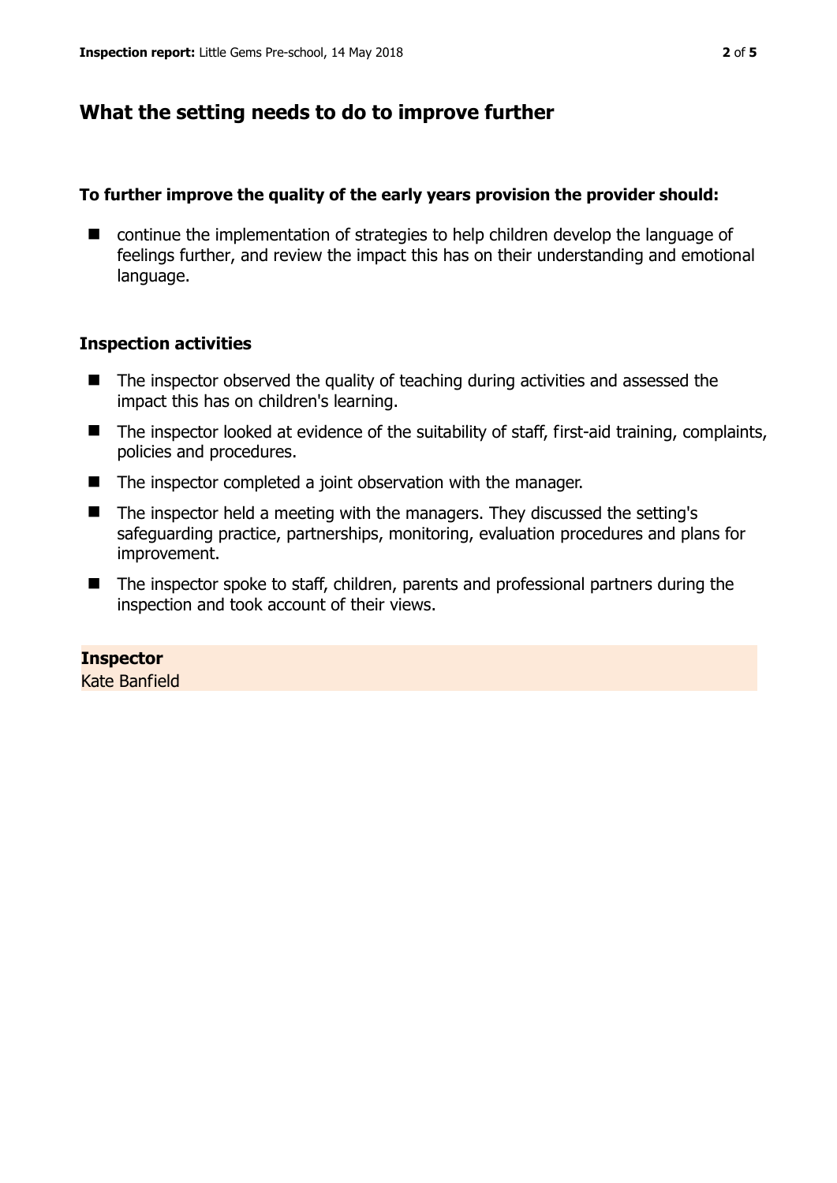## What the setting needs to do to improve further

**To further improve the quality of the early years provision the provider should:**

- continue the implementation of strategies to help children develop the language of feelings further, and review the impact this has on their understanding and emotional language.

### Inspection activities

- The inspector observed the quality of teaching during activities and assessed the impact this has on children's learning.
- The inspector looked at evidence of the suitability of staff, first-aid training, complaints, policies and procedures.
- The inspector completed a joint observation with the manager.
- The inspector held a meeting with the managers. They discussed the setting's safeguarding practice, partnerships, monitoring, evaluation procedures and plans for improvement.
- The inspector spoke to staff, children, parents and professional partners during the inspection and took account of their views.

**Inspector**
Kate Banfield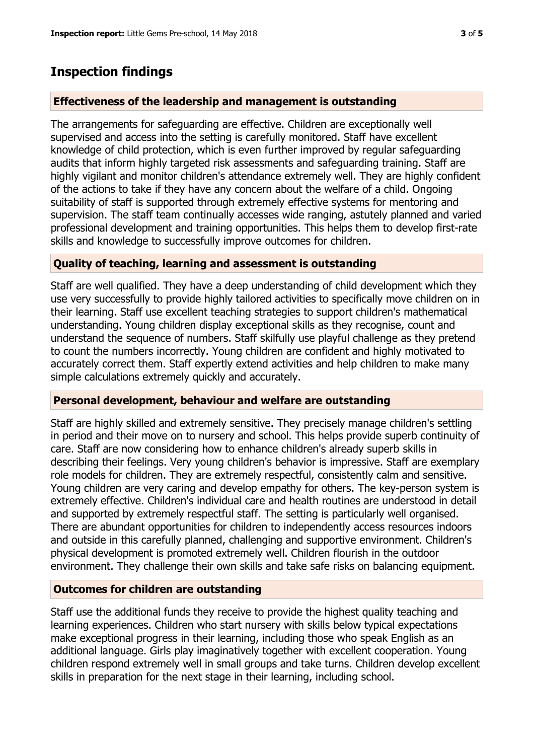## Inspection findings

### Effectiveness of the leadership and management is outstanding

The arrangements for safeguarding are effective. Children are exceptionally well supervised and access into the setting is carefully monitored. Staff have excellent knowledge of child protection, which is even further improved by regular safeguarding audits that inform highly targeted risk assessments and safeguarding training. Staff are highly vigilant and monitor children's attendance extremely well. They are highly confident of the actions to take if they have any concern about the welfare of a child. Ongoing suitability of staff is supported through extremely effective systems for mentoring and supervision. The staff team continually accesses wide ranging, astutely planned and varied professional development and training opportunities. This helps them to develop first-rate skills and knowledge to successfully improve outcomes for children.

### Quality of teaching, learning and assessment is outstanding

Staff are well qualified. They have a deep understanding of child development which they use very successfully to provide highly tailored activities to specifically move children on in their learning. Staff use excellent teaching strategies to support children's mathematical understanding. Young children display exceptional skills as they recognise, count and understand the sequence of numbers. Staff skilfully use playful challenge as they pretend to count the numbers incorrectly. Young children are confident and highly motivated to accurately correct them. Staff expertly extend activities and help children to make many simple calculations extremely quickly and accurately.

### Personal development, behaviour and welfare are outstanding

Staff are highly skilled and extremely sensitive. They precisely manage children's settling in period and their move on to nursery and school. This helps provide superb continuity of care. Staff are now considering how to enhance children's already superb skills in describing their feelings. Very young children's behavior is impressive. Staff are exemplary role models for children. They are extremely respectful, consistently calm and sensitive. Young children are very caring and develop empathy for others. The key-person system is extremely effective. Children's individual care and health routines are understood in detail and supported by extremely respectful staff. The setting is particularly well organised. There are abundant opportunities for children to independently access resources indoors and outside in this carefully planned, challenging and supportive environment. Children's physical development is promoted extremely well. Children flourish in the outdoor environment. They challenge their own skills and take safe risks on balancing equipment.

### Outcomes for children are outstanding

Staff use the additional funds they receive to provide the highest quality teaching and learning experiences. Children who start nursery with skills below typical expectations make exceptional progress in their learning, including those who speak English as an additional language. Girls play imaginatively together with excellent cooperation. Young children respond extremely well in small groups and take turns. Children develop excellent skills in preparation for the next stage in their learning, including school.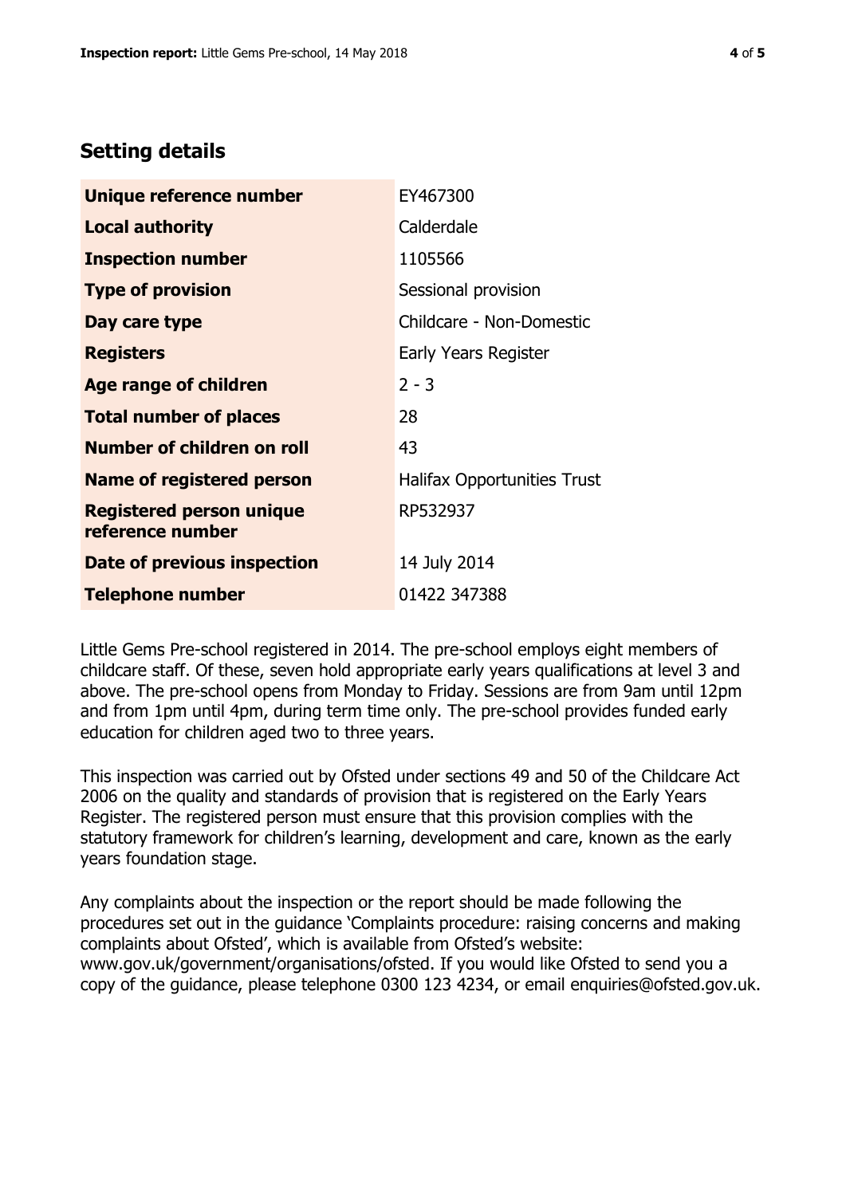## Setting details

| | |
|---|---|
| **Unique reference number** | EY467300 |
| **Local authority** | Calderdale |
| **Inspection number** | 1105566 |
| **Type of provision** | Sessional provision |
| **Day care type** | Childcare - Non-Domestic |
| **Registers** | Early Years Register |
| **Age range of children** | 2 - 3 |
| **Total number of places** | 28 |
| **Number of children on roll** | 43 |
| **Name of registered person** | Halifax Opportunities Trust |
| **Registered person unique reference number** | RP532937 |
| **Date of previous inspection** | 14 July 2014 |
| **Telephone number** | 01422 347388 |

Little Gems Pre-school registered in 2014. The pre-school employs eight members of childcare staff. Of these, seven hold appropriate early years qualifications at level 3 and above. The pre-school opens from Monday to Friday. Sessions are from 9am until 12pm and from 1pm until 4pm, during term time only. The pre-school provides funded early education for children aged two to three years.

This inspection was carried out by Ofsted under sections 49 and 50 of the Childcare Act 2006 on the quality and standards of provision that is registered on the Early Years Register. The registered person must ensure that this provision complies with the statutory framework for children's learning, development and care, known as the early years foundation stage.

Any complaints about the inspection or the report should be made following the procedures set out in the guidance 'Complaints procedure: raising concerns and making complaints about Ofsted', which is available from Ofsted's website: www.gov.uk/government/organisations/ofsted. If you would like Ofsted to send you a copy of the guidance, please telephone 0300 123 4234, or email enquiries@ofsted.gov.uk.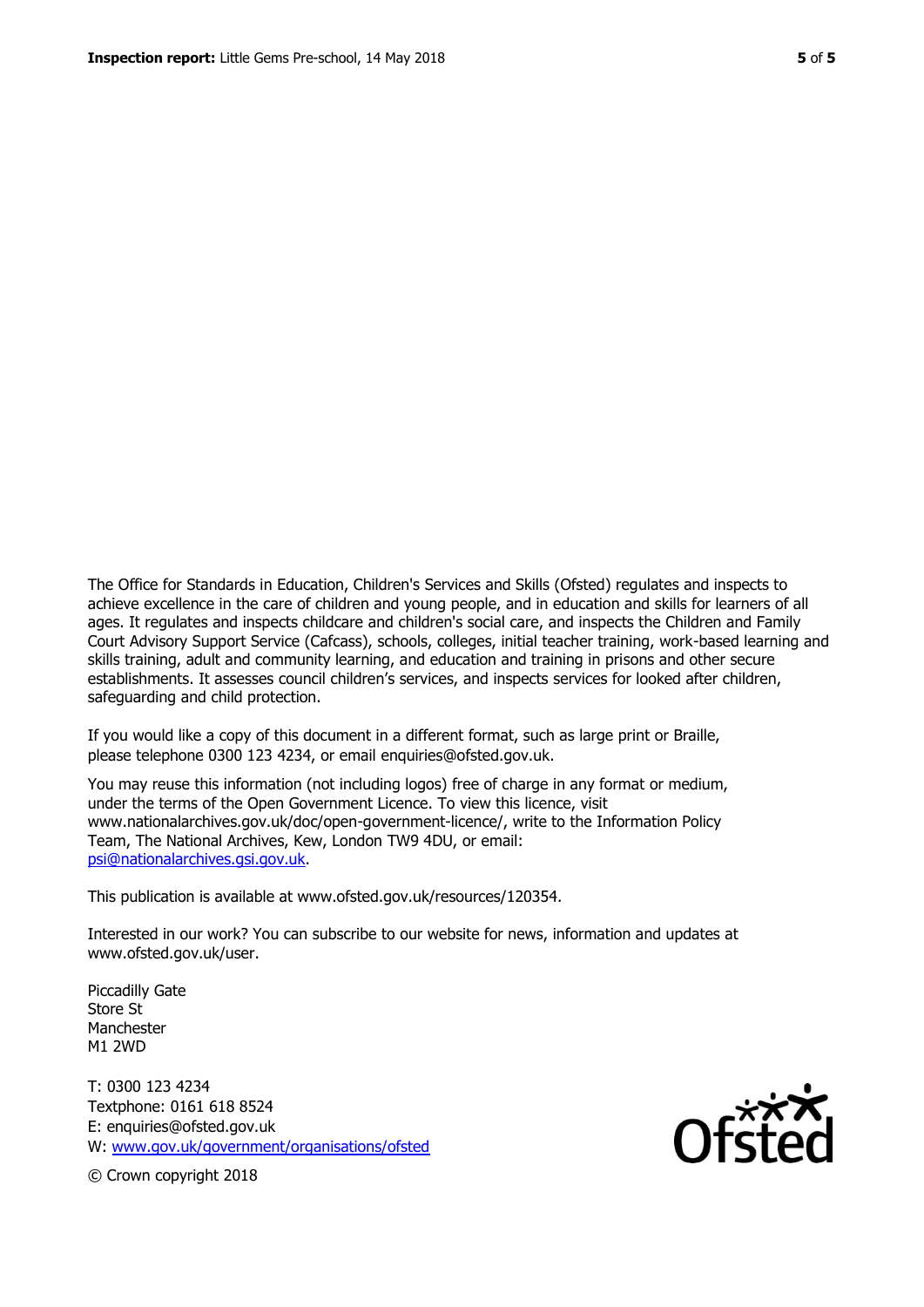The Office for Standards in Education, Children's Services and Skills (Ofsted) regulates and inspects to achieve excellence in the care of children and young people, and in education and skills for learners of all ages. It regulates and inspects childcare and children's social care, and inspects the Children and Family Court Advisory Support Service (Cafcass), schools, colleges, initial teacher training, work-based learning and skills training, adult and community learning, and education and training in prisons and other secure establishments. It assesses council children's services, and inspects services for looked after children, safeguarding and child protection.

If you would like a copy of this document in a different format, such as large print or Braille, please telephone 0300 123 4234, or email enquiries@ofsted.gov.uk.

You may reuse this information (not including logos) free of charge in any format or medium, under the terms of the Open Government Licence. To view this licence, visit www.nationalarchives.gov.uk/doc/open-government-licence/, write to the Information Policy Team, The National Archives, Kew, London TW9 4DU, or email: psi@nationalarchives.gsi.gov.uk.

This publication is available at www.ofsted.gov.uk/resources/120354.

Interested in our work? You can subscribe to our website for news, information and updates at www.ofsted.gov.uk/user.

Piccadilly Gate  
Store St  
Manchester  
M1 2WD

T: 0300 123 4234  
Textphone: 0161 618 8524  
E: enquiries@ofsted.gov.uk  
W: www.gov.uk/government/organisations/ofsted

© Crown copyright 2018